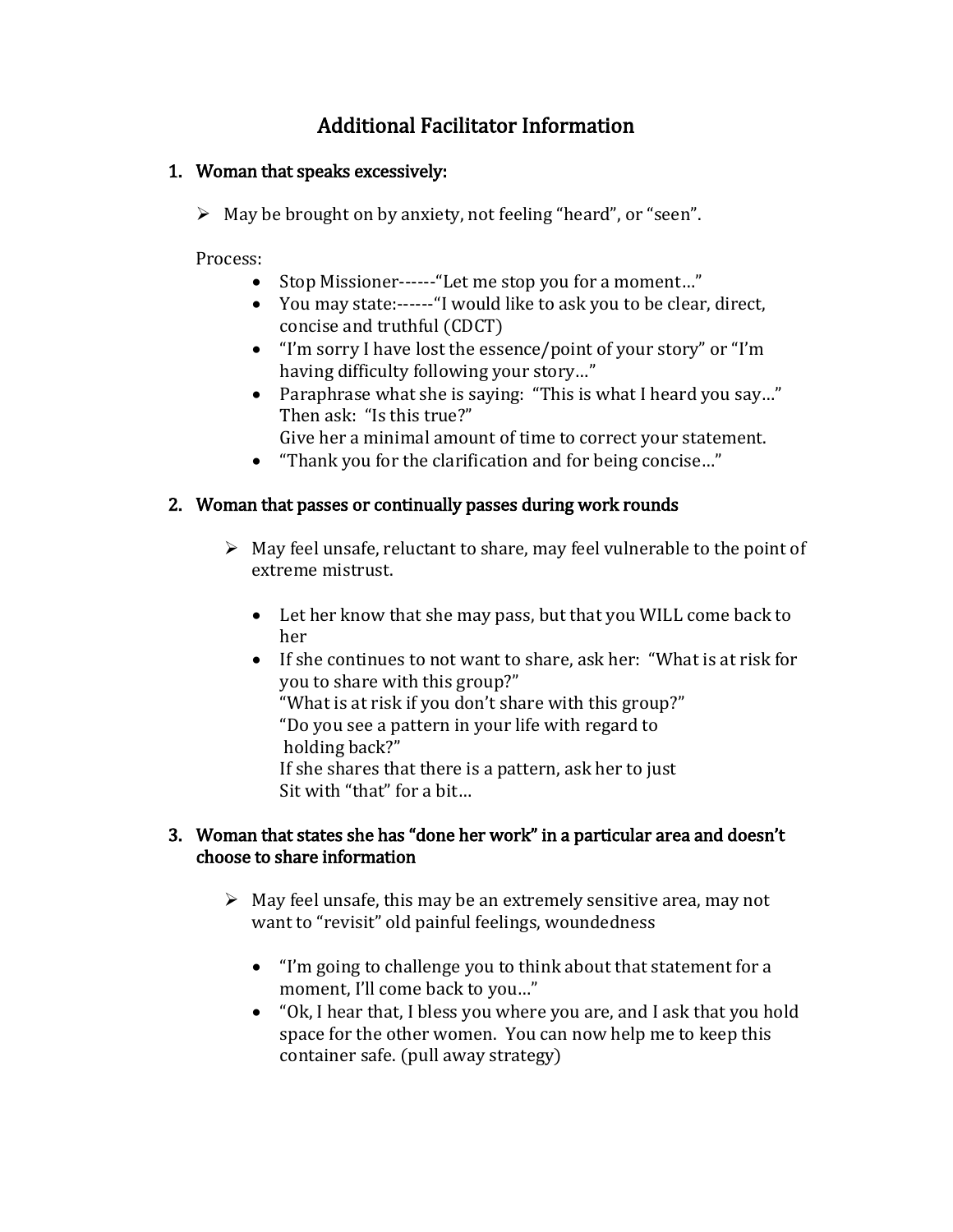# Additional Facilitator Information

## 1. Woman that speaks excessively:

➢ May be brought on by anxiety, not feeling "heard", or "seen".

Process:

- Stop Missioner------"Let me stop you for a moment…"
- You may state:------"I would like to ask you to be clear, direct, concise and truthful (CDCT)
- "I'm sorry I have lost the essence/point of your story" or "I'm having difficulty following your story…"
- Paraphrase what she is saying: "This is what I heard you say…" Then ask: "Is this true?"
  Give her a minimal amount of time to correct your statement.
- "Thank you for the clarification and for being concise…"

## 2. Woman that passes or continually passes during work rounds

➢ May feel unsafe, reluctant to share, may feel vulnerable to the point of extreme mistrust.

- Let her know that she may pass, but that you WILL come back to her
- If she continues to not want to share, ask her: "What is at risk for you to share with this group?"
  "What is at risk if you don't share with this group?"
  "Do you see a pattern in your life with regard to holding back?"
  If she shares that there is a pattern, ask her to just Sit with "that" for a bit…

## 3. Woman that states she has "done her work" in a particular area and doesn't choose to share information

➢ May feel unsafe, this may be an extremely sensitive area, may not want to "revisit" old painful feelings, woundedness

- "I'm going to challenge you to think about that statement for a moment, I'll come back to you…"
- "Ok, I hear that, I bless you where you are, and I ask that you hold space for the other women. You can now help me to keep this container safe. (pull away strategy)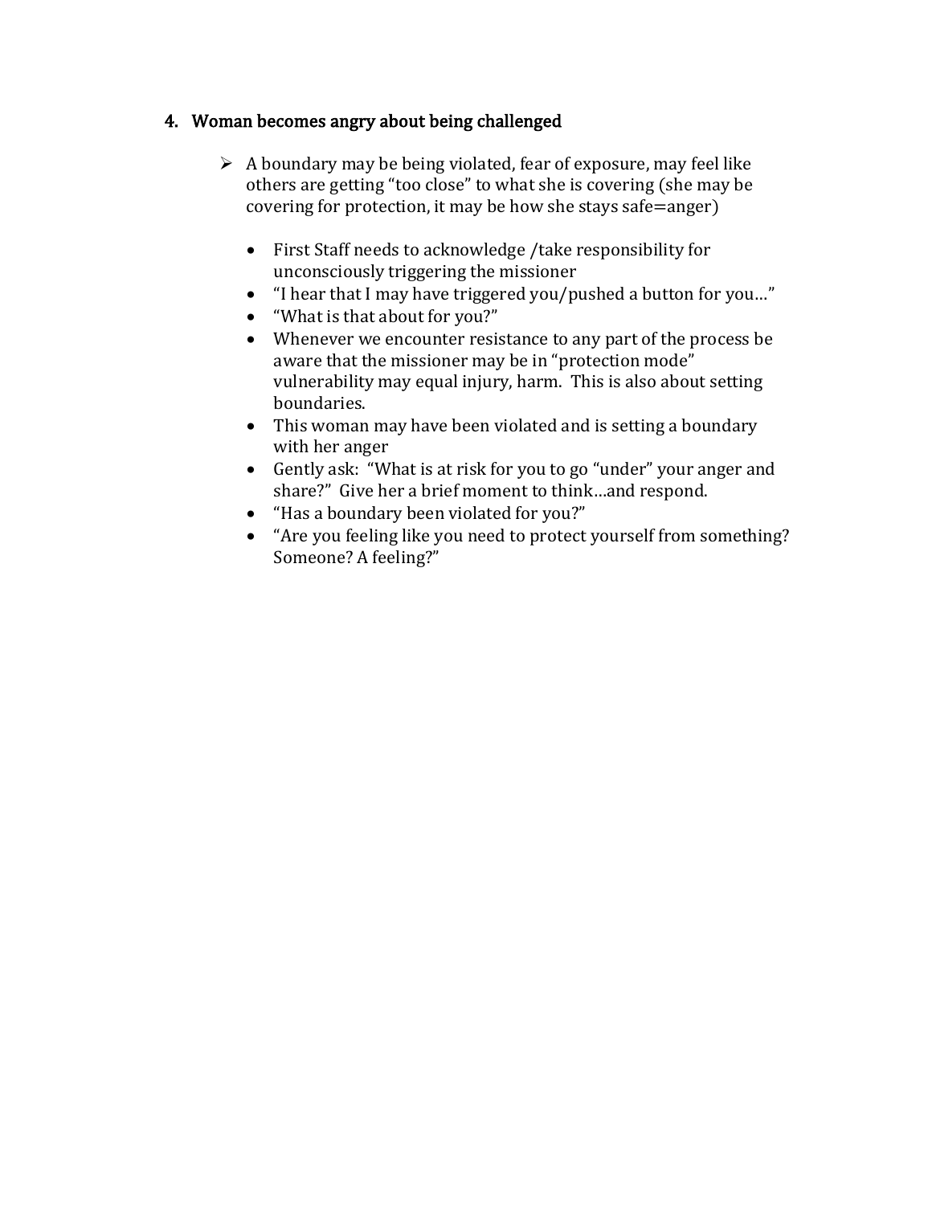4. **Woman becomes angry about being challenged**

   - A boundary may be being violated, fear of exposure, may feel like others are getting "too close" to what she is covering (she may be covering for protection, it may be how she stays safe=anger)

     - First Staff needs to acknowledge /take responsibility for unconsciously triggering the missioner
     - "I hear that I may have triggered you/pushed a button for you…"
     - "What is that about for you?"
     - Whenever we encounter resistance to any part of the process be aware that the missioner may be in "protection mode" vulnerability may equal injury, harm. This is also about setting boundaries.
     - This woman may have been violated and is setting a boundary with her anger
     - Gently ask: "What is at risk for you to go "under" your anger and share?" Give her a brief moment to think…and respond.
     - "Has a boundary been violated for you?"
     - "Are you feeling like you need to protect yourself from something? Someone? A feeling?"